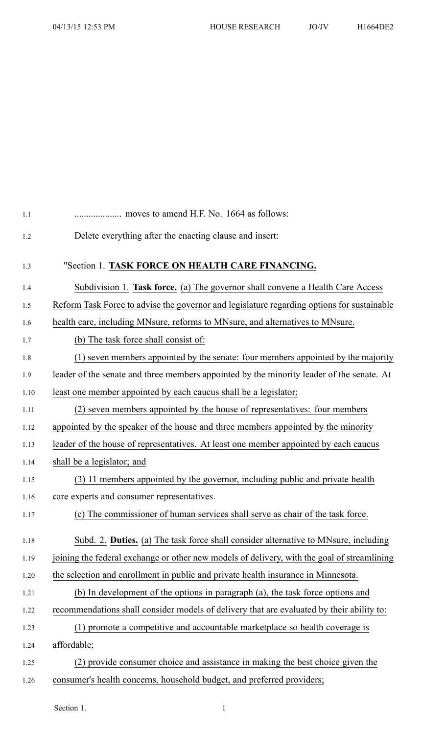.................... moves to amend H.F. No. 1664 as follows:

Delete everything after the enacting clause and insert:

"Section 1. **TASK FORCE ON HEALTH CARE FINANCING.**

Subdivision 1. **Task force.** (a) The governor shall convene a Health Care Access Reform Task Force to advise the governor and legislature regarding options for sustainable health care, including MNsure, reforms to MNsure, and alternatives to MNsure.

(b) The task force shall consist of:

(1) seven members appointed by the senate: four members appointed by the majority leader of the senate and three members appointed by the minority leader of the senate. At least one member appointed by each caucus shall be a legislator;

(2) seven members appointed by the house of representatives: four members appointed by the speaker of the house and three members appointed by the minority leader of the house of representatives. At least one member appointed by each caucus shall be a legislator; and

(3) 11 members appointed by the governor, including public and private health care experts and consumer representatives.

(c) The commissioner of human services shall serve as chair of the task force.

Subd. 2. **Duties.** (a) The task force shall consider alternative to MNsure, including joining the federal exchange or other new models of delivery, with the goal of streamlining the selection and enrollment in public and private health insurance in Minnesota.

(b) In development of the options in paragraph (a), the task force options and recommendations shall consider models of delivery that are evaluated by their ability to:

(1) promote a competitive and accountable marketplace so health coverage is affordable;

(2) provide consumer choice and assistance in making the best choice given the consumer's health concerns, household budget, and preferred providers;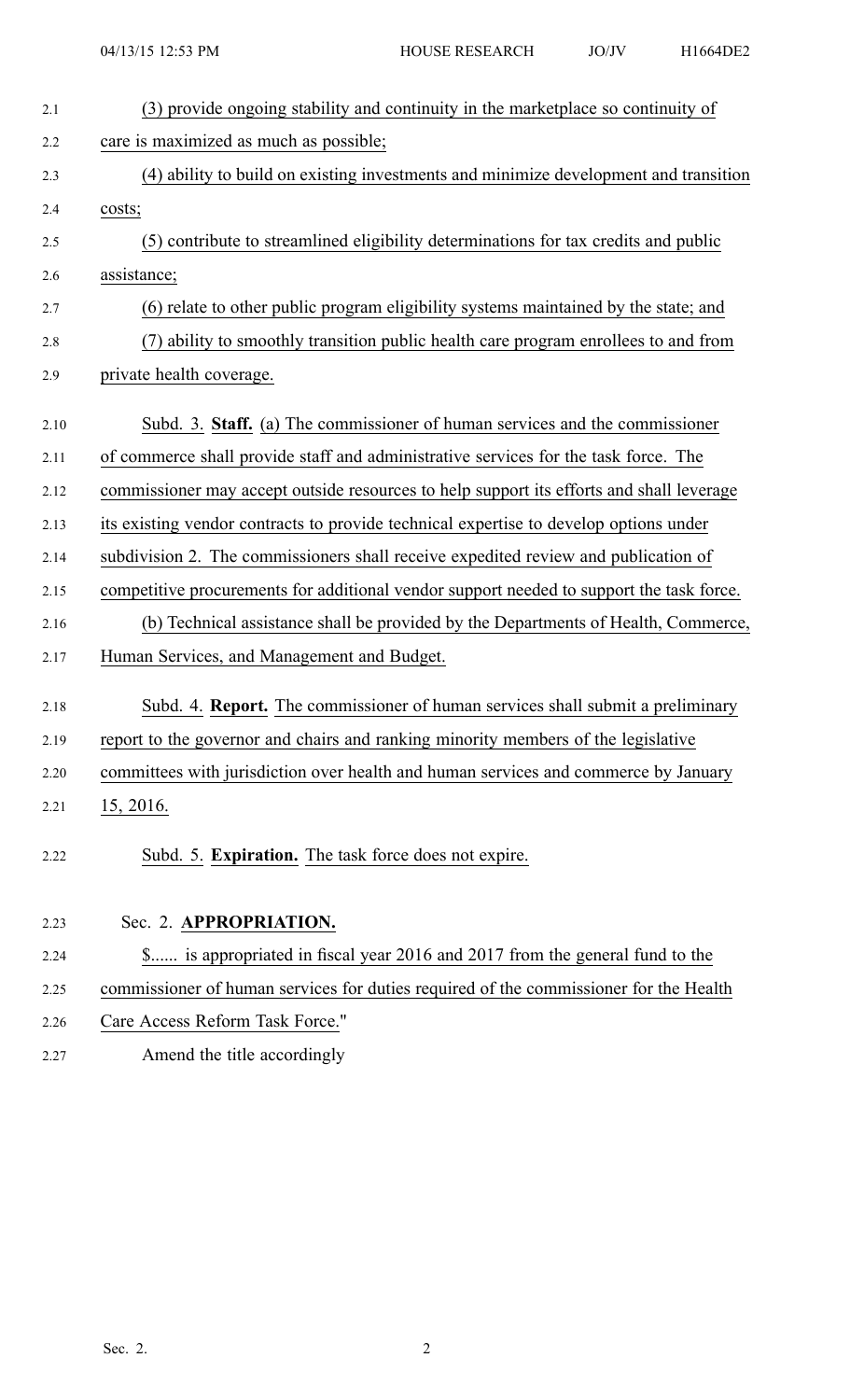(3) provide ongoing stability and continuity in the marketplace so continuity of care is maximized as much as possible;

(4) ability to build on existing investments and minimize development and transition costs;

(5) contribute to streamlined eligibility determinations for tax credits and public assistance;

(6) relate to other public program eligibility systems maintained by the state; and

(7) ability to smoothly transition public health care program enrollees to and from private health coverage.

Subd. 3. **Staff.** (a) The commissioner of human services and the commissioner of commerce shall provide staff and administrative services for the task force. The commissioner may accept outside resources to help support its efforts and shall leverage its existing vendor contracts to provide technical expertise to develop options under subdivision 2. The commissioners shall receive expedited review and publication of competitive procurements for additional vendor support needed to support the task force.

(b) Technical assistance shall be provided by the Departments of Health, Commerce, Human Services, and Management and Budget.

Subd. 4. **Report.** The commissioner of human services shall submit a preliminary report to the governor and chairs and ranking minority members of the legislative committees with jurisdiction over health and human services and commerce by January 15, 2016.

Subd. 5. **Expiration.** The task force does not expire.

Sec. 2. **APPROPRIATION.**

$...... is appropriated in fiscal year 2016 and 2017 from the general fund to the commissioner of human services for duties required of the commissioner for the Health Care Access Reform Task Force."

Amend the title accordingly